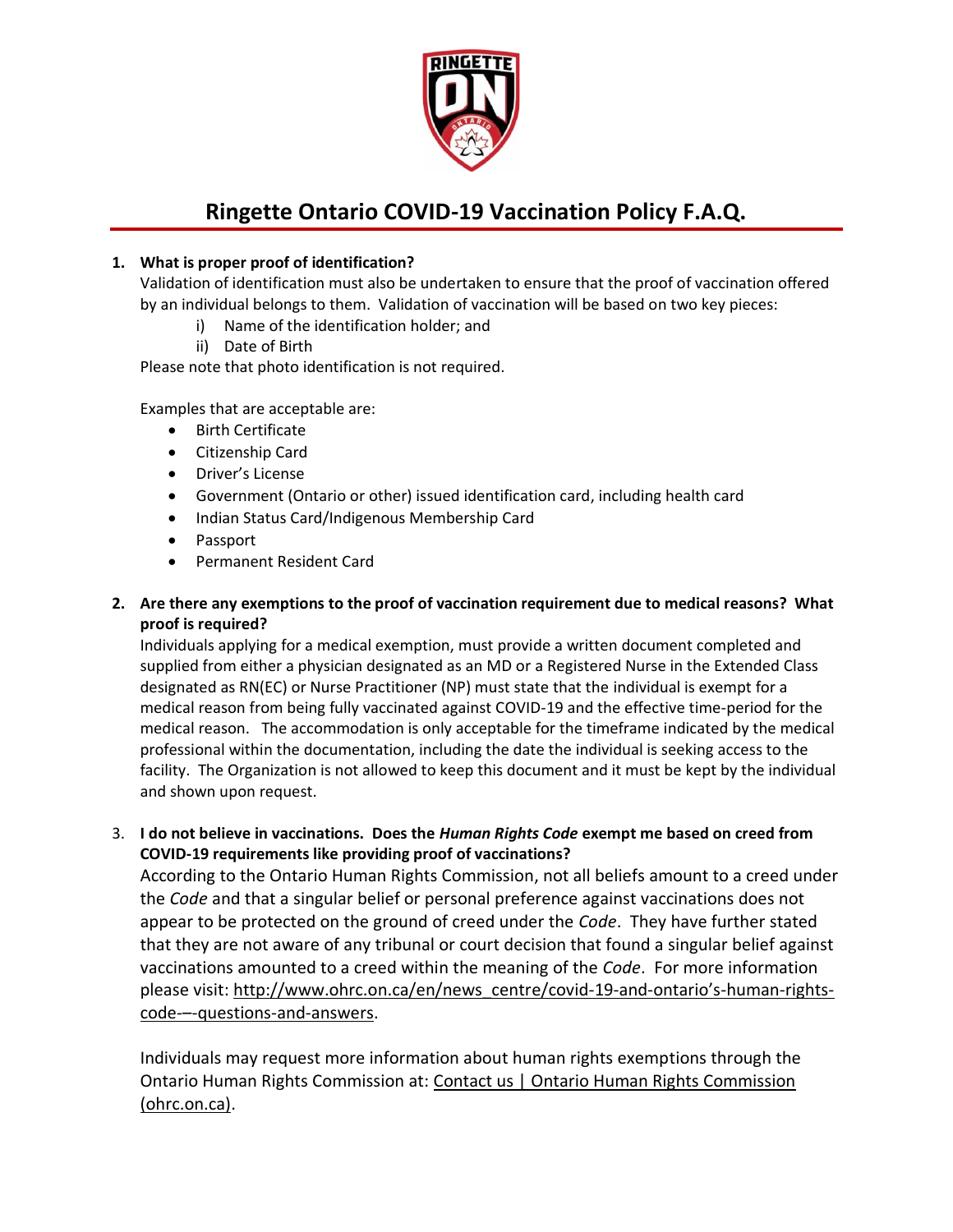# Ringette Ontario COVID-19 Vaccination Policy F.A.Q.

1. **What is proper proof of identification?**

   Validation of identification must also be undertaken to ensure that the proof of vaccination offered by an individual belongs to them. Validation of vaccination will be based on two key pieces:

   i) Name of the identification holder; and

   ii) Date of Birth

   Please note that photo identification is not required.

   Examples that are acceptable are:

   - Birth Certificate
   - Citizenship Card
   - Driver's License
   - Government (Ontario or other) issued identification card, including health card
   - Indian Status Card/Indigenous Membership Card
   - Passport
   - Permanent Resident Card

2. **Are there any exemptions to the proof of vaccination requirement due to medical reasons? What proof is required?**

   Individuals applying for a medical exemption, must provide a written document completed and supplied from either a physician designated as an MD or a Registered Nurse in the Extended Class designated as RN(EC) or Nurse Practitioner (NP) must state that the individual is exempt for a medical reason from being fully vaccinated against COVID-19 and the effective time-period for the medical reason. The accommodation is only acceptable for the timeframe indicated by the medical professional within the documentation, including the date the individual is seeking access to the facility. The Organization is not allowed to keep this document and it must be kept by the individual and shown upon request.

3. **I do not believe in vaccinations. Does the *Human Rights Code* exempt me based on creed from COVID-19 requirements like providing proof of vaccinations?**

   According to the Ontario Human Rights Commission, not all beliefs amount to a creed under the *Code* and that a singular belief or personal preference against vaccinations does not appear to be protected on the ground of creed under the *Code*. They have further stated that they are not aware of any tribunal or court decision that found a singular belief against vaccinations amounted to a creed within the meaning of the *Code*. For more information please visit: http://www.ohrc.on.ca/en/news_centre/covid-19-and-ontario's-human-rights-code-–-questions-and-answers.

   Individuals may request more information about human rights exemptions through the Ontario Human Rights Commission at: Contact us | Ontario Human Rights Commission (ohrc.on.ca).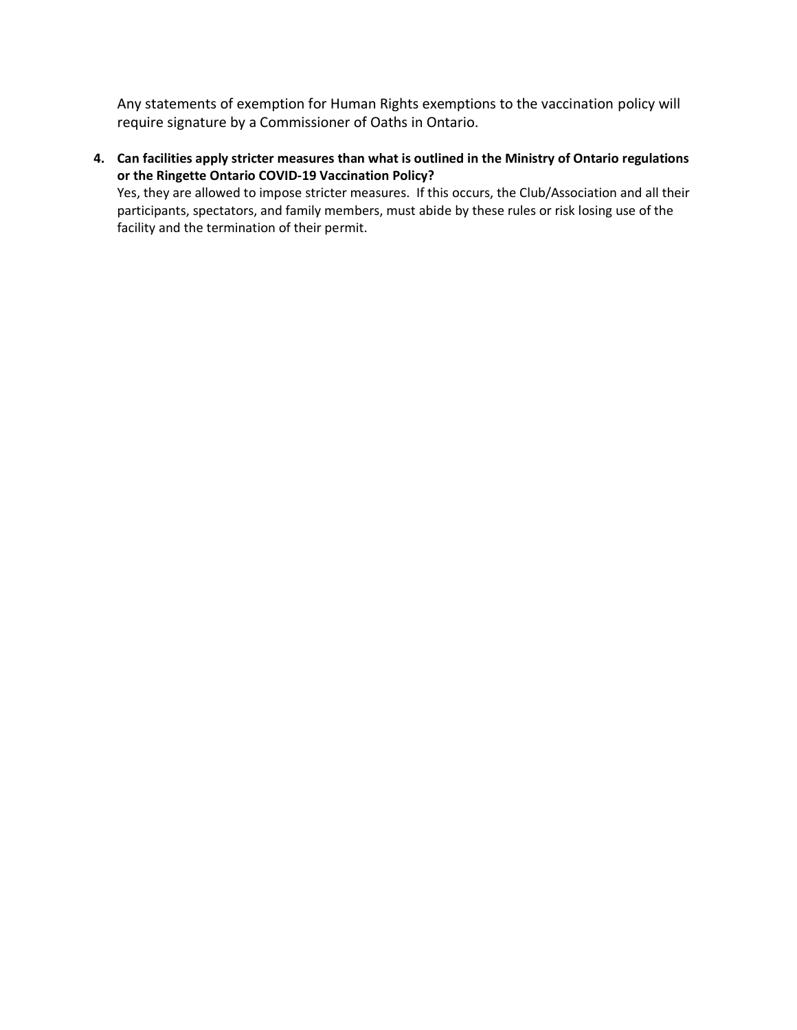Any statements of exemption for Human Rights exemptions to the vaccination policy will require signature by a Commissioner of Oaths in Ontario.

4. **Can facilities apply stricter measures than what is outlined in the Ministry of Ontario regulations or the Ringette Ontario COVID-19 Vaccination Policy?**
   Yes, they are allowed to impose stricter measures. If this occurs, the Club/Association and all their participants, spectators, and family members, must abide by these rules or risk losing use of the facility and the termination of their permit.